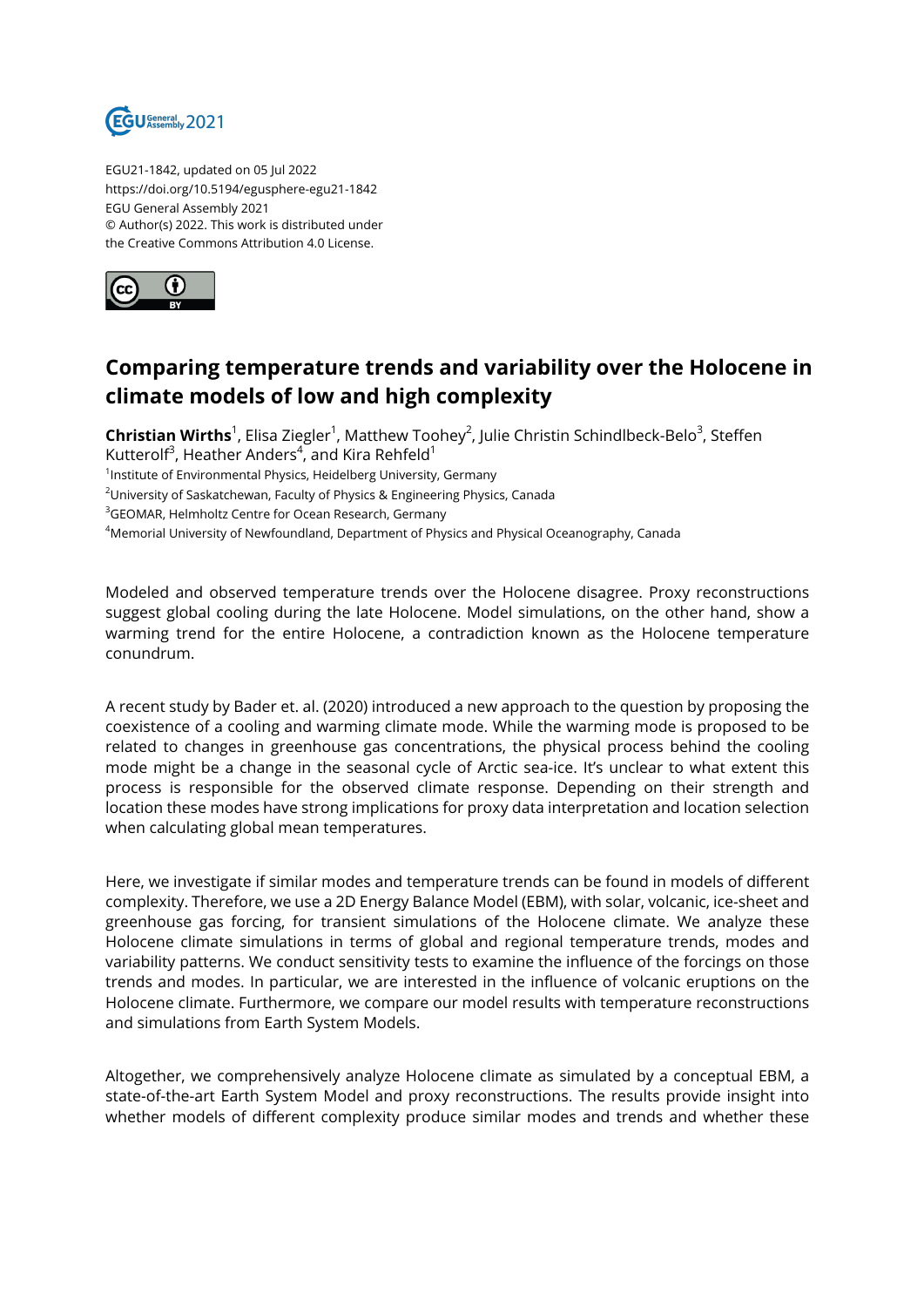EGU21-1842, updated on 05 Jul 2022
https://doi.org/10.5194/egusphere-egu21-1842
EGU General Assembly 2021
© Author(s) 2022. This work is distributed under
the Creative Commons Attribution 4.0 License.

# Comparing temperature trends and variability over the Holocene in climate models of low and high complexity

**Christian Wirths**[1], Elisa Ziegler[1], Matthew Toohey[2], Julie Christin Schindlbeck-Belo[3], Steffen Kutterolf[3], Heather Anders[4], and Kira Rehfeld[1]

[1]Institute of Environmental Physics, Heidelberg University, Germany
[2]University of Saskatchewan, Faculty of Physics & Engineering Physics, Canada
[3]GEOMAR, Helmholtz Centre for Ocean Research, Germany
[4]Memorial University of Newfoundland, Department of Physics and Physical Oceanography, Canada

Modeled and observed temperature trends over the Holocene disagree. Proxy reconstructions suggest global cooling during the late Holocene. Model simulations, on the other hand, show a warming trend for the entire Holocene, a contradiction known as the Holocene temperature conundrum.

A recent study by Bader et. al. (2020) introduced a new approach to the question by proposing the coexistence of a cooling and warming climate mode. While the warming mode is proposed to be related to changes in greenhouse gas concentrations, the physical process behind the cooling mode might be a change in the seasonal cycle of Arctic sea-ice. It's unclear to what extent this process is responsible for the observed climate response. Depending on their strength and location these modes have strong implications for proxy data interpretation and location selection when calculating global mean temperatures.

Here, we investigate if similar modes and temperature trends can be found in models of different complexity. Therefore, we use a 2D Energy Balance Model (EBM), with solar, volcanic, ice-sheet and greenhouse gas forcing, for transient simulations of the Holocene climate. We analyze these Holocene climate simulations in terms of global and regional temperature trends, modes and variability patterns. We conduct sensitivity tests to examine the influence of the forcings on those trends and modes. In particular, we are interested in the influence of volcanic eruptions on the Holocene climate. Furthermore, we compare our model results with temperature reconstructions and simulations from Earth System Models.

Altogether, we comprehensively analyze Holocene climate as simulated by a conceptual EBM, a state-of-the-art Earth System Model and proxy reconstructions. The results provide insight into whether models of different complexity produce similar modes and trends and whether these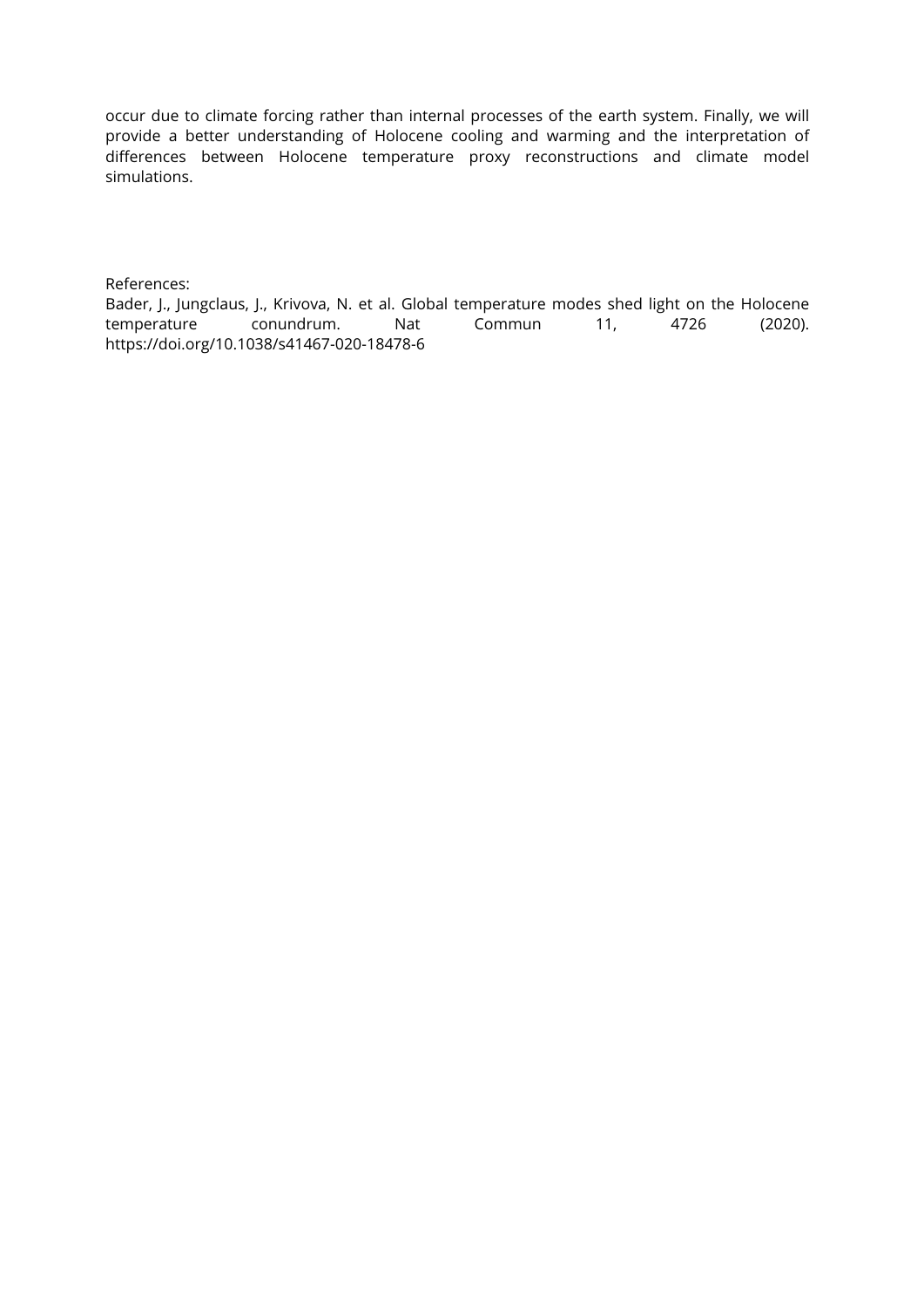occur due to climate forcing rather than internal processes of the earth system. Finally, we will provide a better understanding of Holocene cooling and warming and the interpretation of differences between Holocene temperature proxy reconstructions and climate model simulations.

References:
Bader, J., Jungclaus, J., Krivova, N. et al. Global temperature modes shed light on the Holocene temperature conundrum. Nat Commun 11, 4726 (2020). https://doi.org/10.1038/s41467-020-18478-6